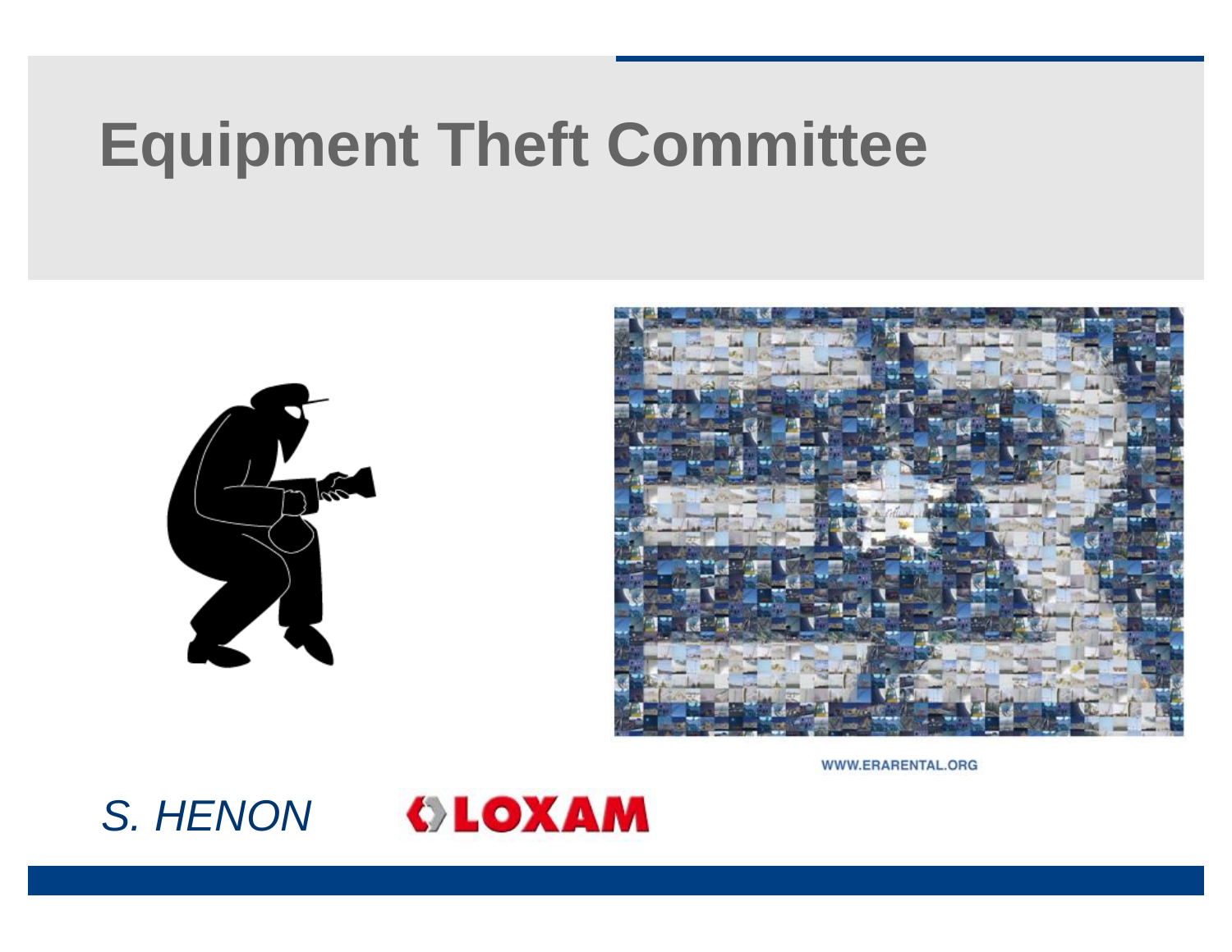# Equipment Theft Committee

WWW.ERARENTAL.ORG

*S. HENON* LOXAM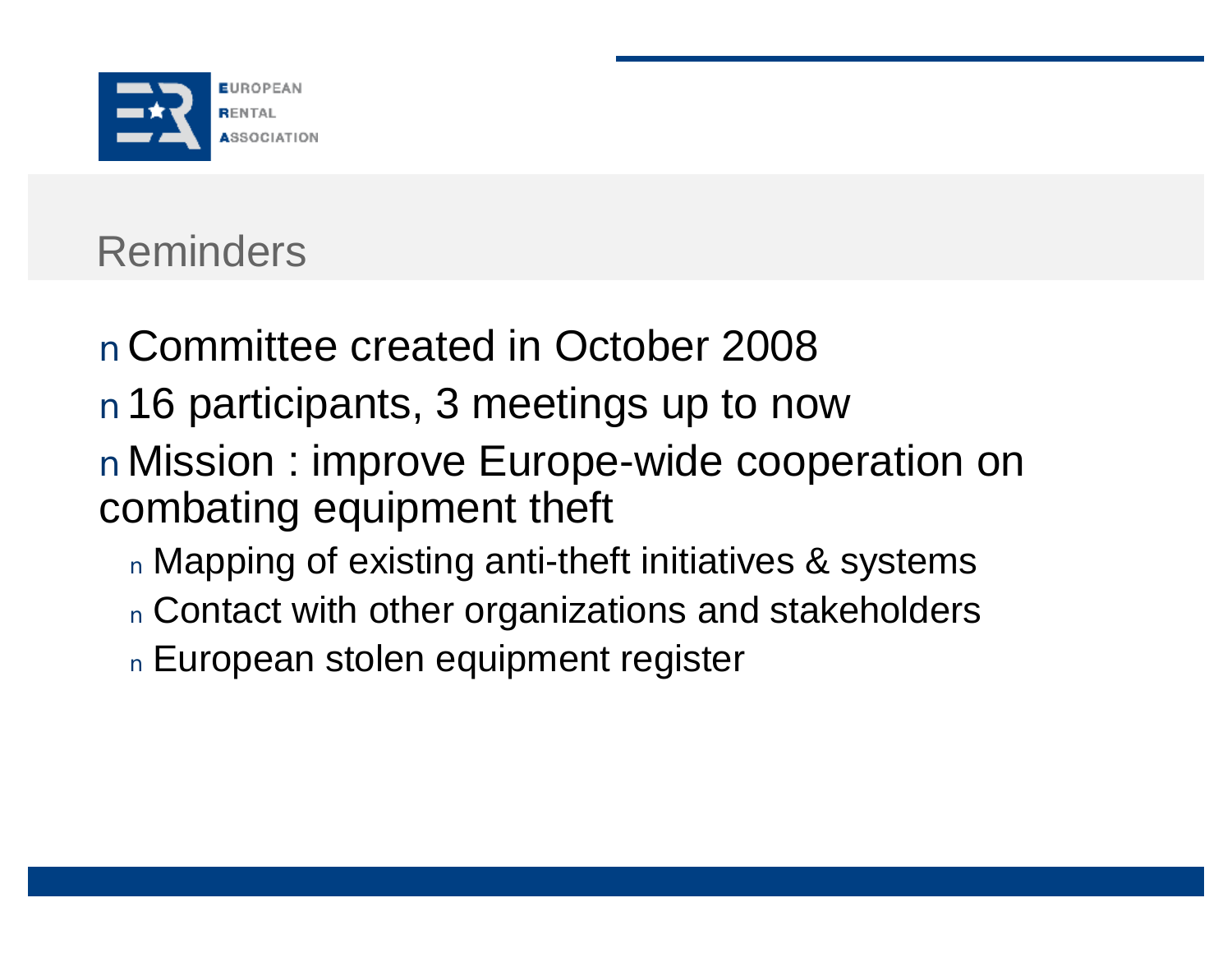## Reminders

- Committee created in October 2008
- 16 participants, 3 meetings up to now
- Mission : improve Europe-wide cooperation on combating equipment theft
  - Mapping of existing anti-theft initiatives & systems
  - Contact with other organizations and stakeholders
  - European stolen equipment register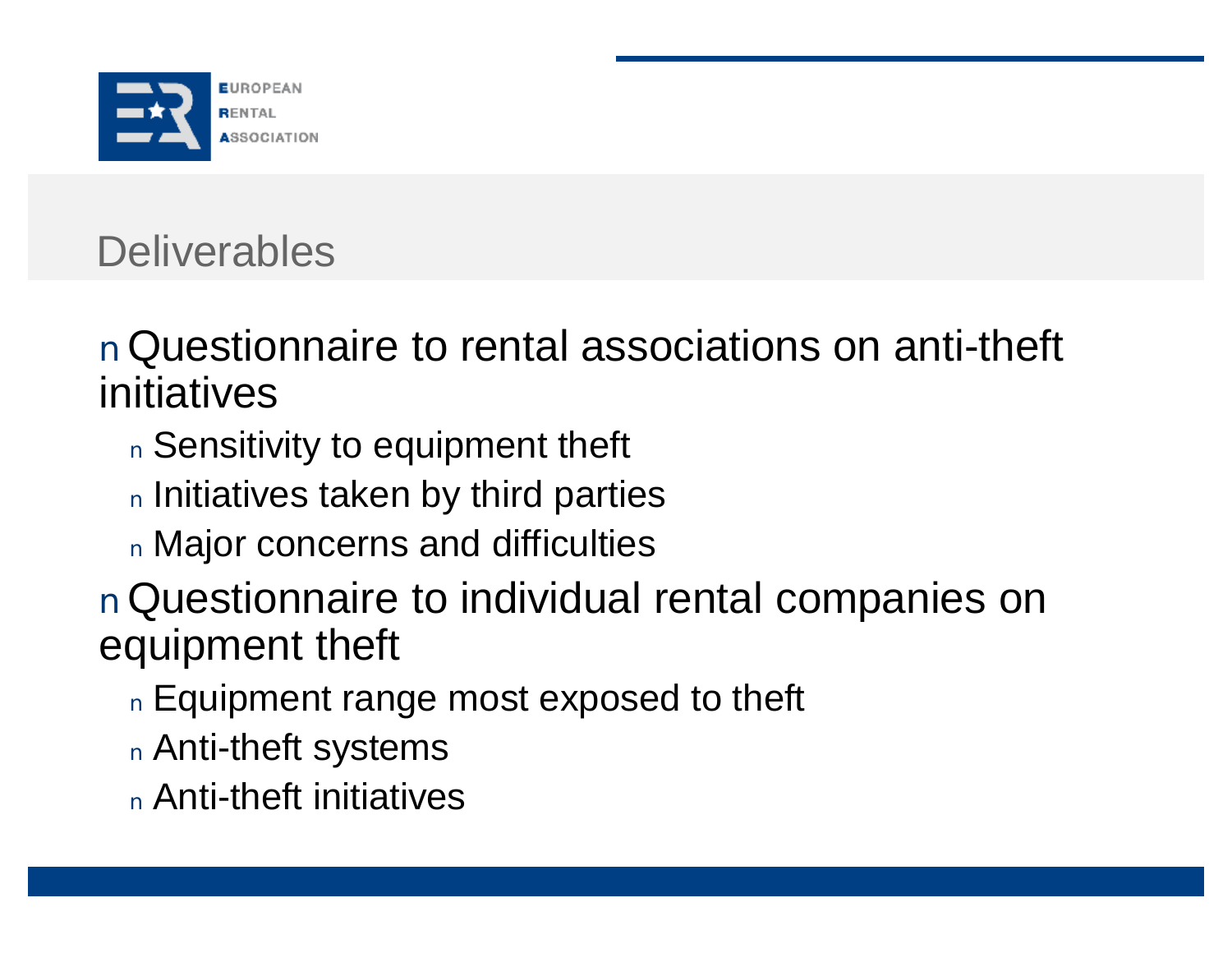## Deliverables

- Questionnaire to rental associations on anti-theft initiatives
  - Sensitivity to equipment theft
  - Initiatives taken by third parties
  - Major concerns and difficulties
- Questionnaire to individual rental companies on equipment theft
  - Equipment range most exposed to theft
  - Anti-theft systems
  - Anti-theft initiatives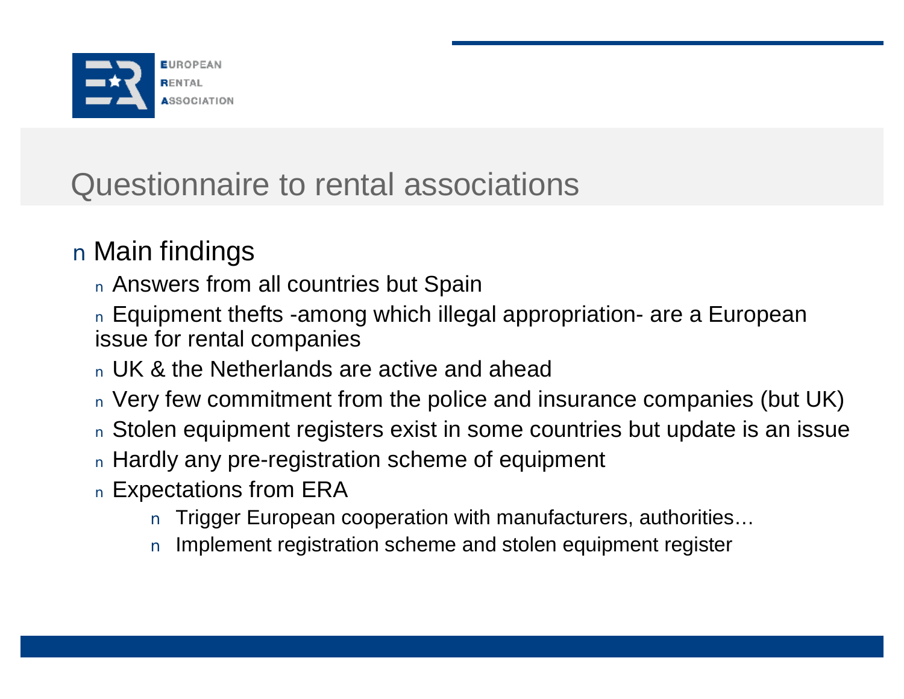# Questionnaire to rental associations

- Main findings
  - Answers from all countries but Spain
  - Equipment thefts -among which illegal appropriation- are a European issue for rental companies
  - UK & the Netherlands are active and ahead
  - Very few commitment from the police and insurance companies (but UK)
  - Stolen equipment registers exist in some countries but update is an issue
  - Hardly any pre-registration scheme of equipment
  - Expectations from ERA
    - Trigger European cooperation with manufacturers, authorities…
    - Implement registration scheme and stolen equipment register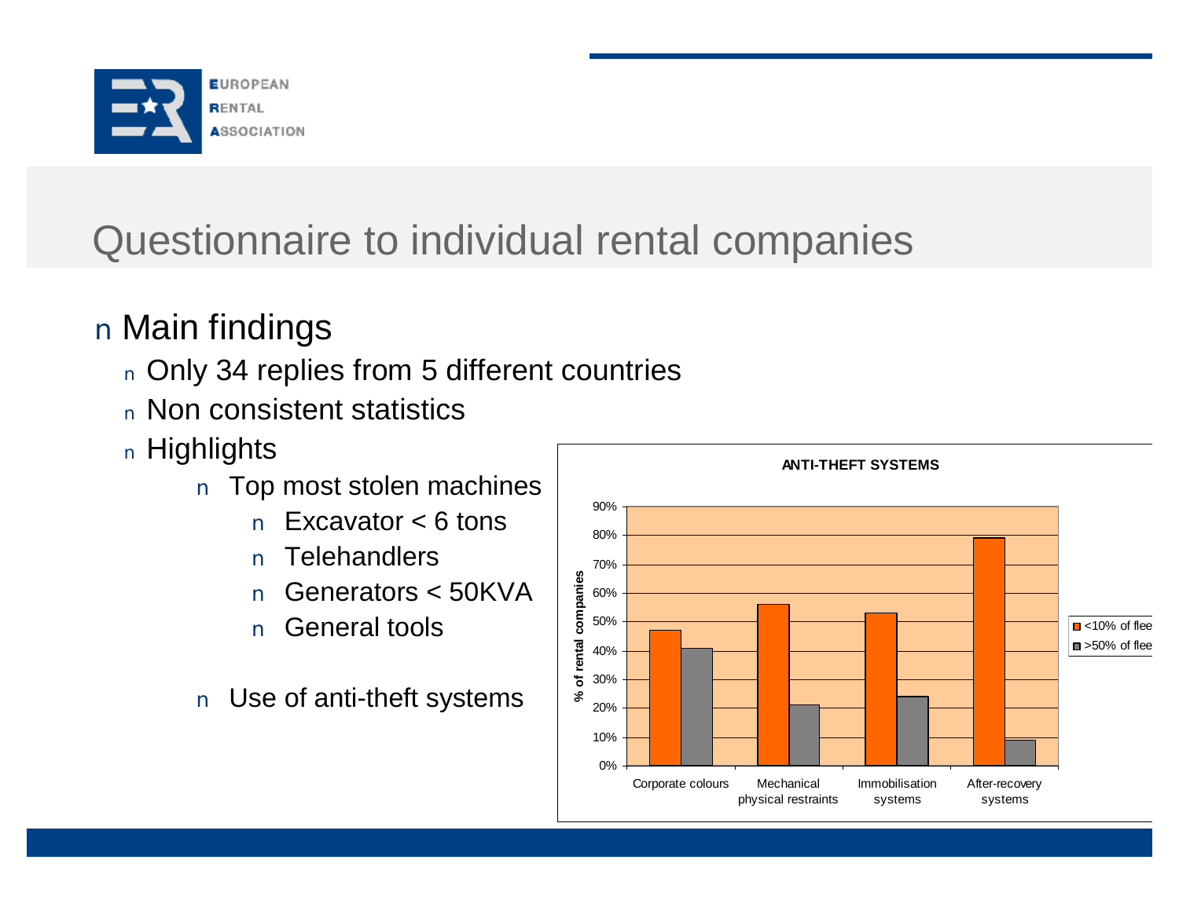# Questionnaire to individual rental companies

- Main findings
  - Only 34 replies from 5 different countries
  - Non consistent statistics
  - Highlights
    - Top most stolen machines
      - Excavator < 6 tons
      - Telehandlers
      - Generators < 50KVA
      - General tools
    - Use of anti-theft systems

**ANTI-THEFT SYSTEMS**

| % of rental companies | <10% of flee | >50% of flee |
|---|---|---|
| Corporate colours | 47% | 41% |
| Mechanical physical restraints | 56% | 21% |
| Immobilisation systems | 53% | 24% |
| After-recovery systems | 79% | 9% |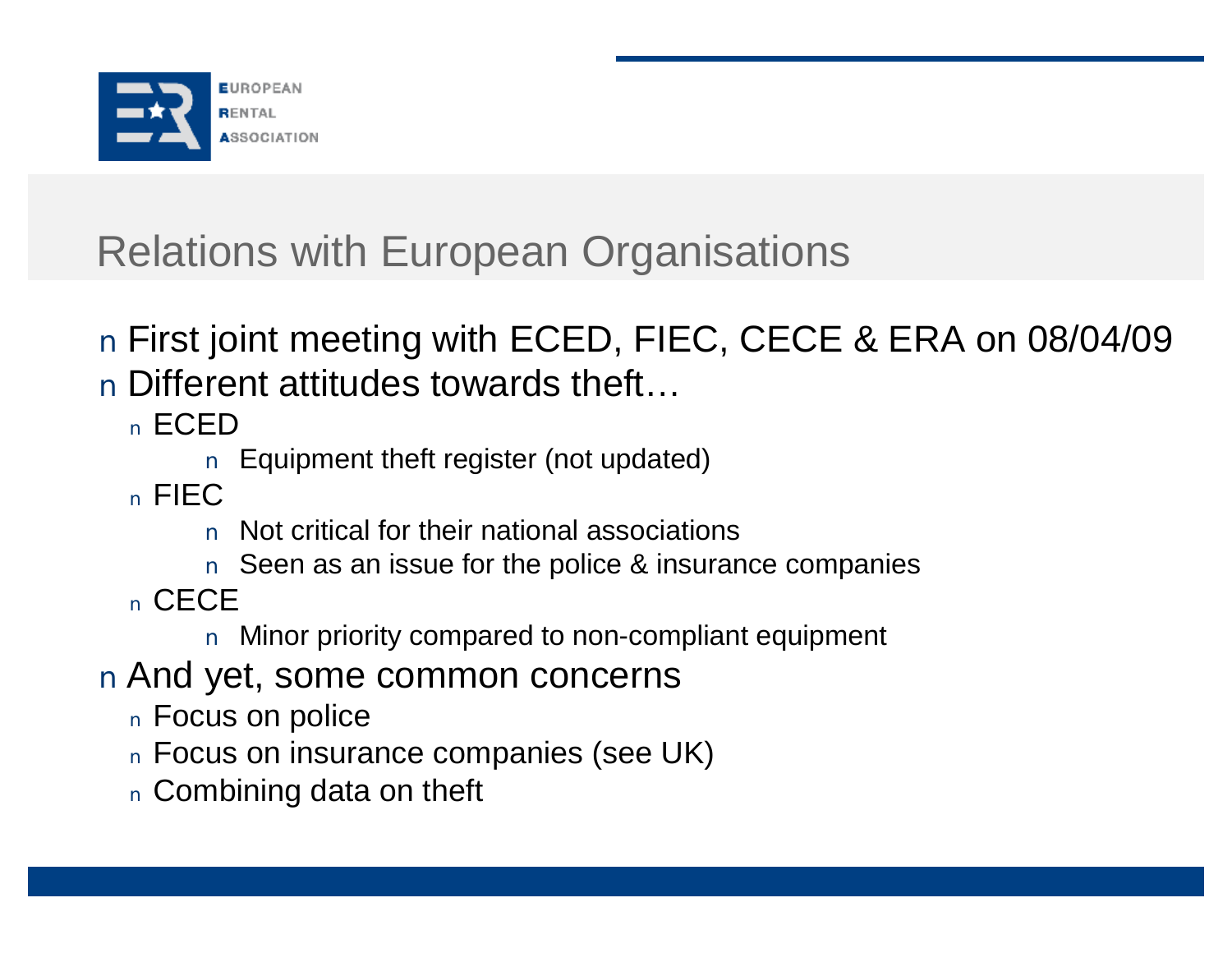# Relations with European Organisations

- First joint meeting with ECED, FIEC, CECE & ERA on 08/04/09
- Different attitudes towards theft…
  - ECED
    - Equipment theft register (not updated)
  - FIEC
    - Not critical for their national associations
    - Seen as an issue for the police & insurance companies
  - CECE
    - Minor priority compared to non-compliant equipment
- And yet, some common concerns
  - Focus on police
  - Focus on insurance companies (see UK)
  - Combining data on theft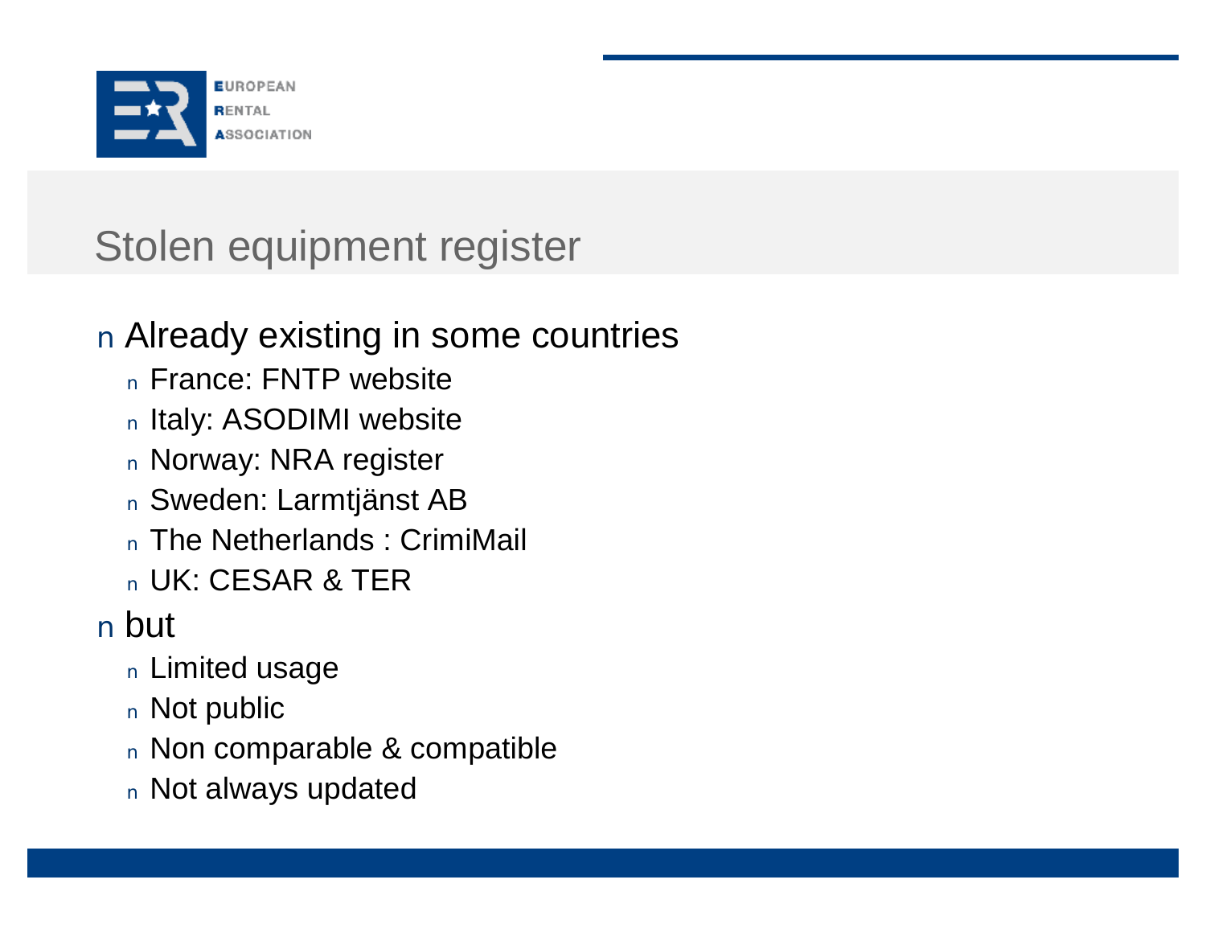# Stolen equipment register

- Already existing in some countries
  - France: FNTP website
  - Italy: ASODIMI website
  - Norway: NRA register
  - Sweden: Larmtjänst AB
  - The Netherlands : CrimiMail
  - UK: CESAR & TER
- but
  - Limited usage
  - Not public
  - Non comparable & compatible
  - Not always updated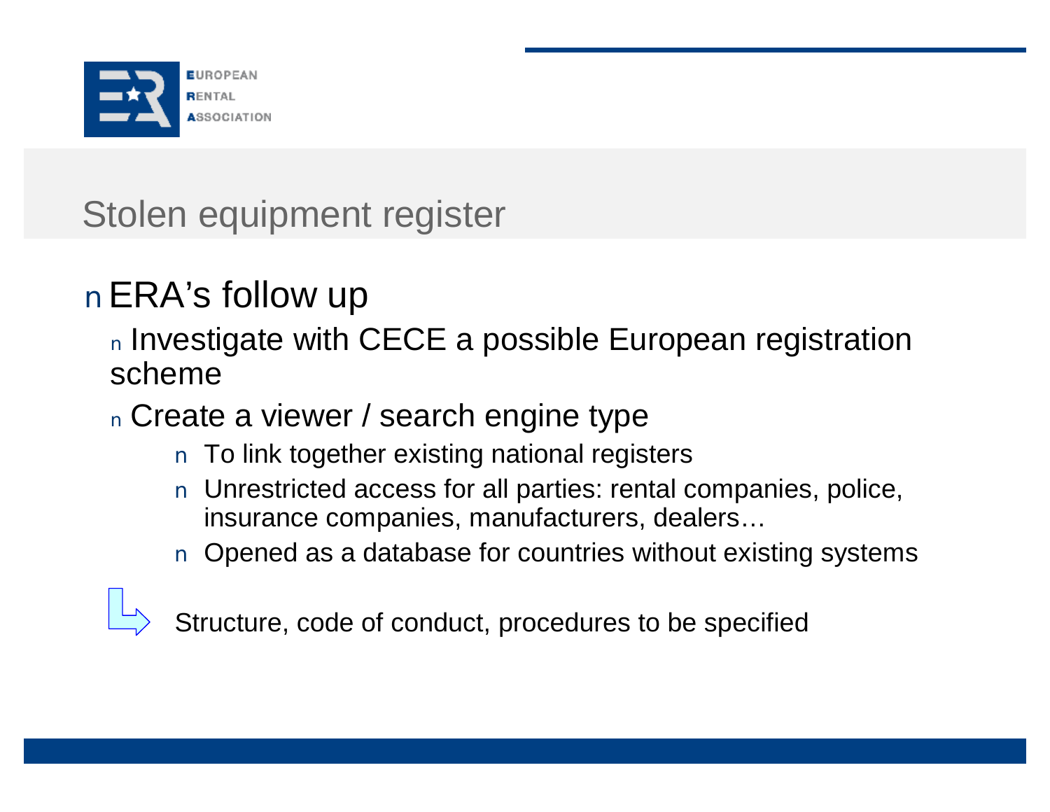# Stolen equipment register

- ERA's follow up
  - Investigate with CECE a possible European registration scheme
  - Create a viewer / search engine type
    - To link together existing national registers
    - Unrestricted access for all parties: rental companies, police, insurance companies, manufacturers, dealers…
    - Opened as a database for countries without existing systems

→ Structure, code of conduct, procedures to be specified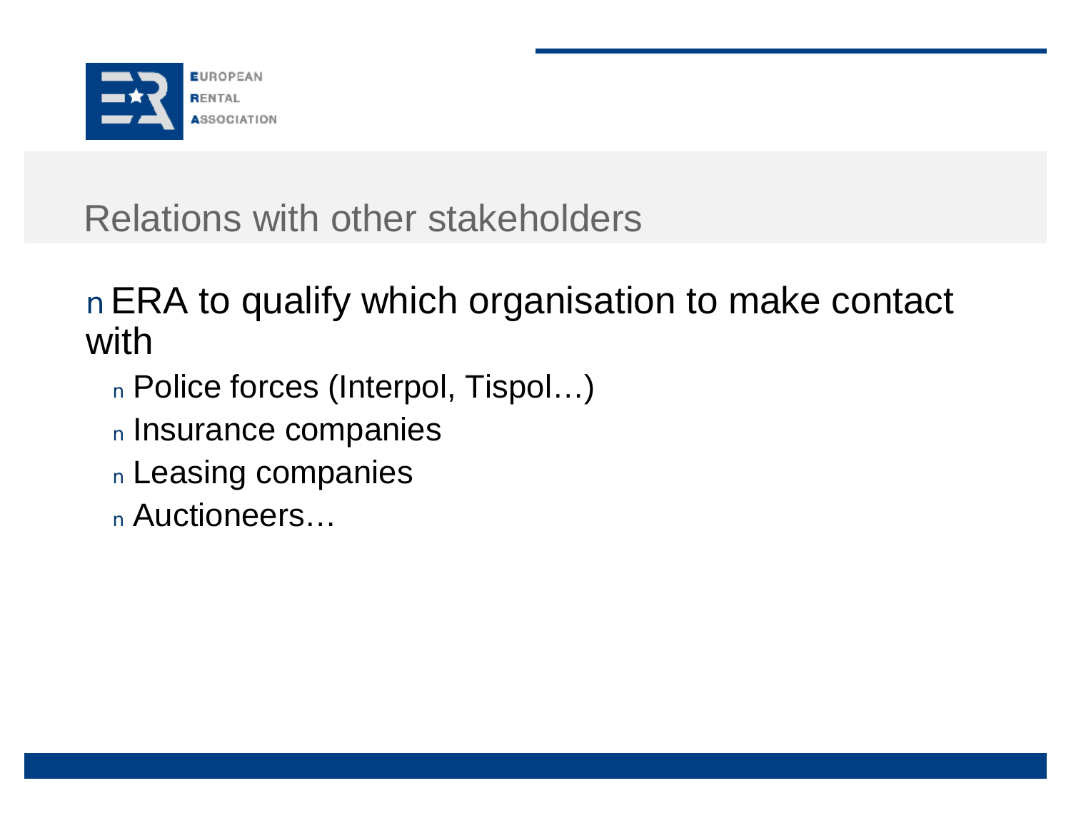# Relations with other stakeholders

- ERA to qualify which organisation to make contact with
  - Police forces (Interpol, Tispol…)
  - Insurance companies
  - Leasing companies
  - Auctioneers…